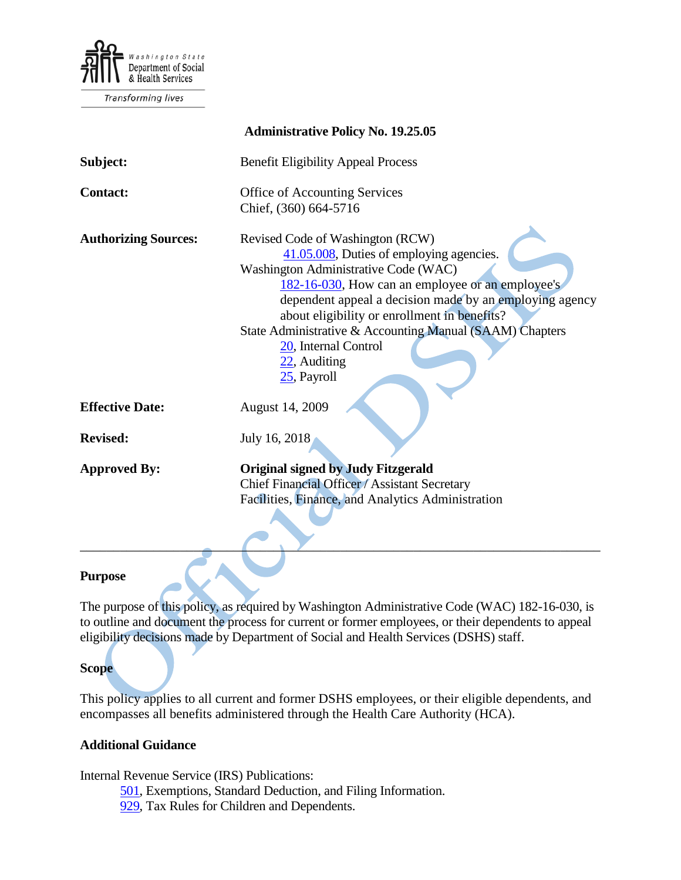Washington State Department of Social & Health Services

Transforming lives

**Administrative Policy No. 19.25.05**

**Subject:** Benefit Eligibility Appeal Process

**Contact:** Office of Accounting Services
Chief, (360) 664-5716

**Authorizing Sources:** Revised Code of Washington (RCW)
- 41.05.008, Duties of employing agencies.

Washington Administrative Code (WAC)
- 182-16-030, How can an employee or an employee's dependent appeal a decision made by an employing agency about eligibility or enrollment in benefits?

State Administrative & Accounting Manual (SAAM) Chapters
- 20, Internal Control
- 22, Auditing
- 25, Payroll

**Effective Date:** August 14, 2009

**Revised:** July 16, 2018

**Approved By:** **Original signed by Judy Fitzgerald**
Chief Financial Officer / Assistant Secretary
Facilities, Finance, and Analytics Administration

---

## Purpose

The purpose of this policy, as required by Washington Administrative Code (WAC) 182-16-030, is to outline and document the process for current or former employees, or their dependents to appeal eligibility decisions made by Department of Social and Health Services (DSHS) staff.

## Scope

This policy applies to all current and former DSHS employees, or their eligible dependents, and encompasses all benefits administered through the Health Care Authority (HCA).

## Additional Guidance

Internal Revenue Service (IRS) Publications:
- 501, Exemptions, Standard Deduction, and Filing Information.
- 929, Tax Rules for Children and Dependents.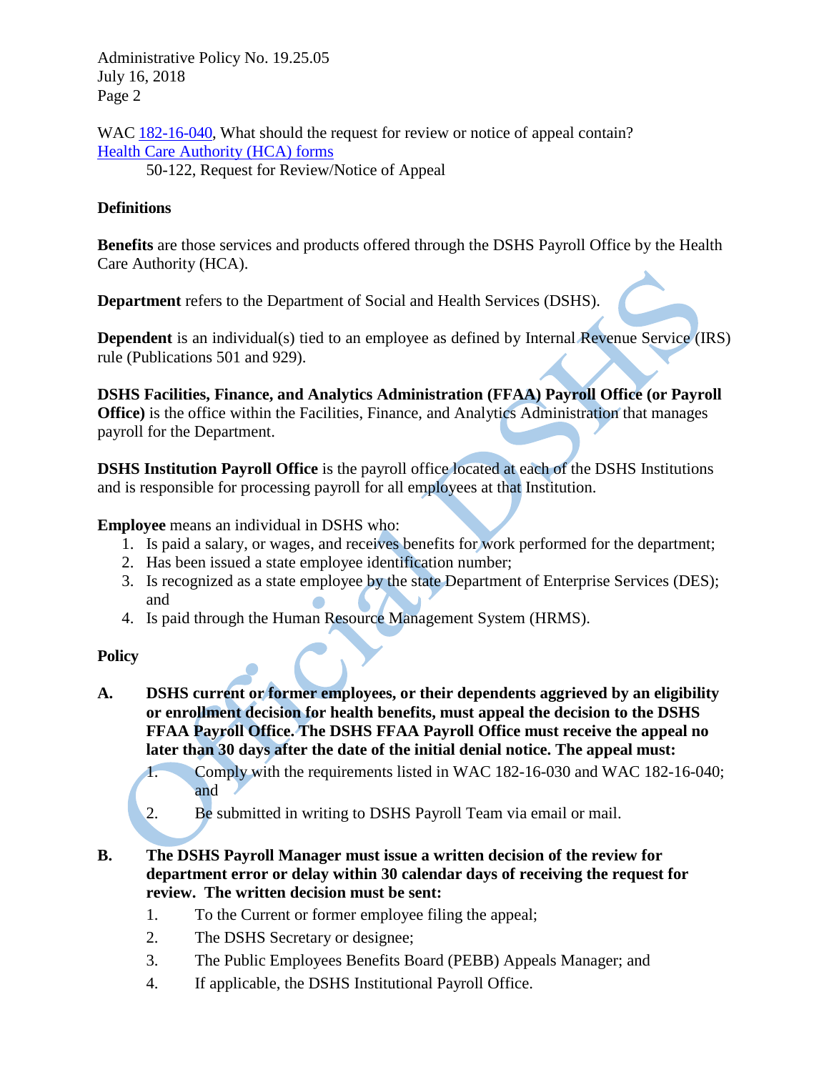WAC 182-16-040, What should the request for review or notice of appeal contain?
Health Care Authority (HCA) forms

50-122, Request for Review/Notice of Appeal

**Definitions**

**Benefits** are those services and products offered through the DSHS Payroll Office by the Health Care Authority (HCA).

**Department** refers to the Department of Social and Health Services (DSHS).

**Dependent** is an individual(s) tied to an employee as defined by Internal Revenue Service (IRS) rule (Publications 501 and 929).

**DSHS Facilities, Finance, and Analytics Administration (FFAA) Payroll Office (or Payroll Office)** is the office within the Facilities, Finance, and Analytics Administration that manages payroll for the Department.

**DSHS Institution Payroll Office** is the payroll office located at each of the DSHS Institutions and is responsible for processing payroll for all employees at that Institution.

**Employee** means an individual in DSHS who:

1. Is paid a salary, or wages, and receives benefits for work performed for the department;
2. Has been issued a state employee identification number;
3. Is recognized as a state employee by the state Department of Enterprise Services (DES); and
4. Is paid through the Human Resource Management System (HRMS).

**Policy**

**A. DSHS current or former employees, or their dependents aggrieved by an eligibility or enrollment decision for health benefits, must appeal the decision to the DSHS FFAA Payroll Office. The DSHS FFAA Payroll Office must receive the appeal no later than 30 days after the date of the initial denial notice. The appeal must:**

1. Comply with the requirements listed in WAC 182-16-030 and WAC 182-16-040; and
2. Be submitted in writing to DSHS Payroll Team via email or mail.

**B. The DSHS Payroll Manager must issue a written decision of the review for department error or delay within 30 calendar days of receiving the request for review. The written decision must be sent:**

1. To the Current or former employee filing the appeal;
2. The DSHS Secretary or designee;
3. The Public Employees Benefits Board (PEBB) Appeals Manager; and
4. If applicable, the DSHS Institutional Payroll Office.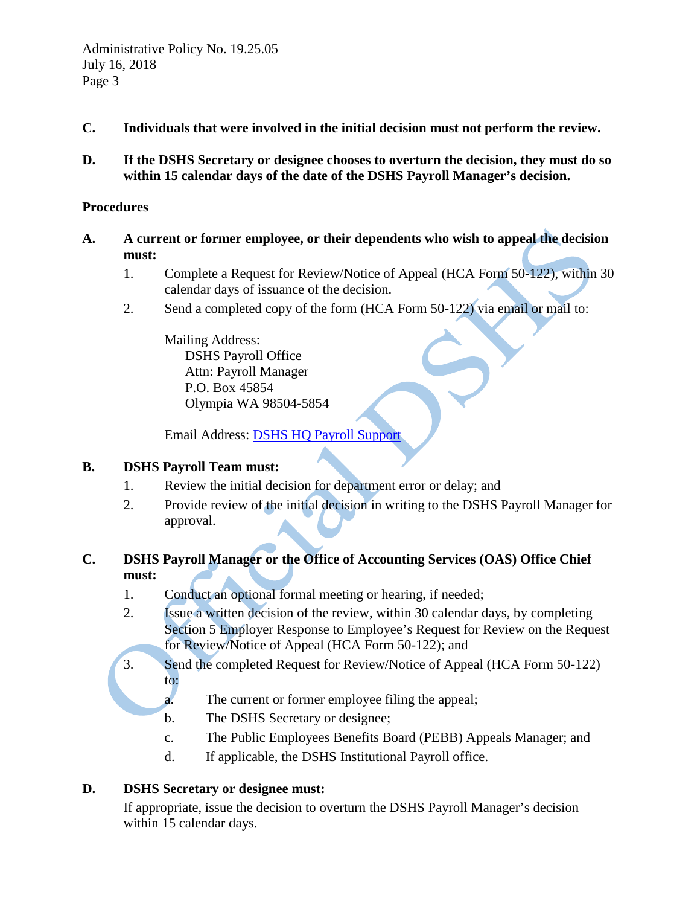**C. Individuals that were involved in the initial decision must not perform the review.**

**D. If the DSHS Secretary or designee chooses to overturn the decision, they must do so within 15 calendar days of the date of the DSHS Payroll Manager's decision.**

## Procedures

**A. A current or former employee, or their dependents who wish to appeal the decision must:**

1. Complete a Request for Review/Notice of Appeal (HCA Form 50-122), within 30 calendar days of issuance of the decision.
2. Send a completed copy of the form (HCA Form 50-122) via email or mail to:

   Mailing Address:
   DSHS Payroll Office
   Attn: Payroll Manager
   P.O. Box 45854
   Olympia WA 98504-5854

   Email Address: [DSHS HQ Payroll Support]

**B. DSHS Payroll Team must:**

1. Review the initial decision for department error or delay; and
2. Provide review of the initial decision in writing to the DSHS Payroll Manager for approval.

**C. DSHS Payroll Manager or the Office of Accounting Services (OAS) Office Chief must:**

1. Conduct an optional formal meeting or hearing, if needed;
2. Issue a written decision of the review, within 30 calendar days, by completing Section 5 Employer Response to Employee's Request for Review on the Request for Review/Notice of Appeal (HCA Form 50-122); and
3. Send the completed Request for Review/Notice of Appeal (HCA Form 50-122) to:
   a. The current or former employee filing the appeal;
   b. The DSHS Secretary or designee;
   c. The Public Employees Benefits Board (PEBB) Appeals Manager; and
   d. If applicable, the DSHS Institutional Payroll office.

**D. DSHS Secretary or designee must:**

If appropriate, issue the decision to overturn the DSHS Payroll Manager's decision within 15 calendar days.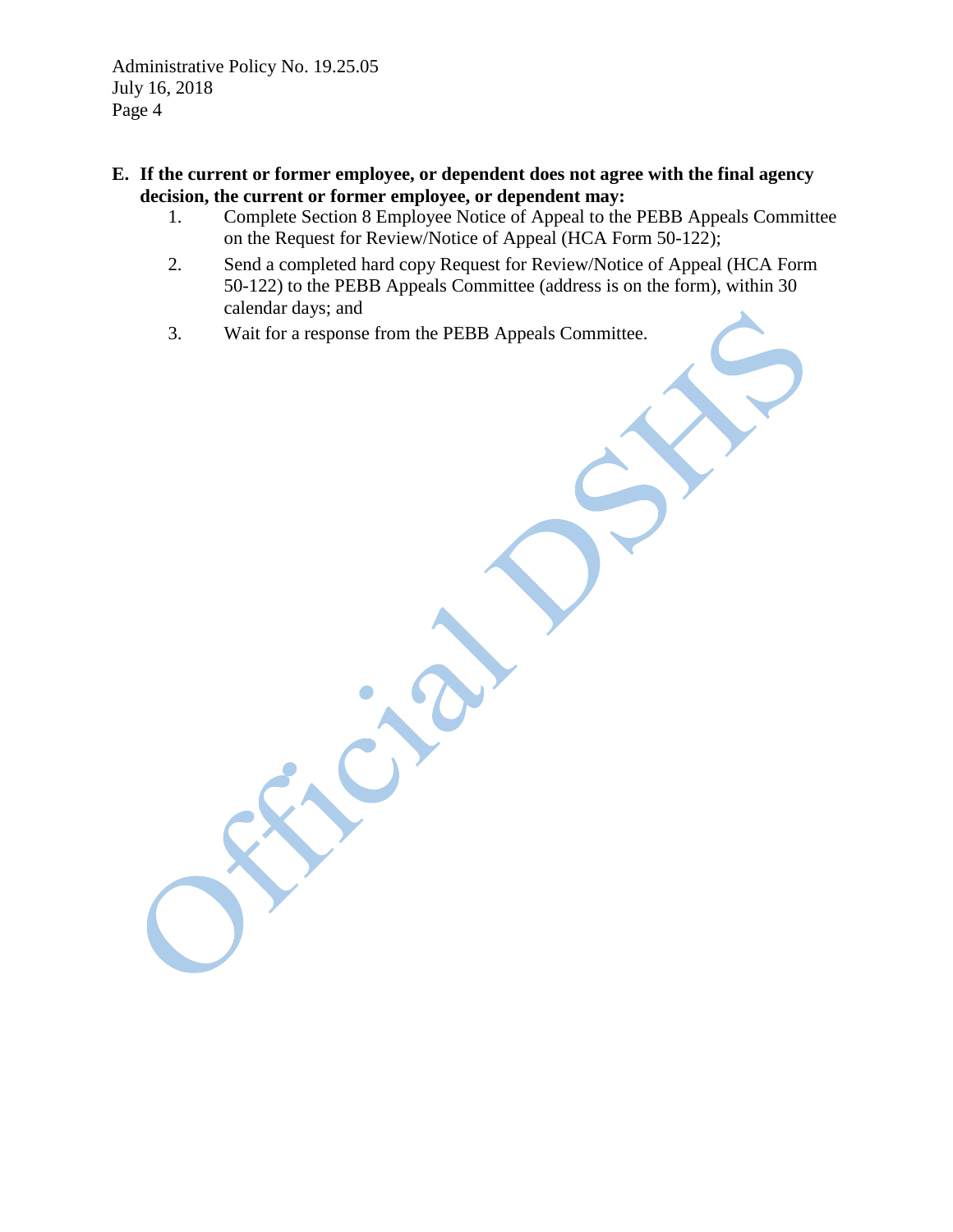**E. If the current or former employee, or dependent does not agree with the final agency decision, the current or former employee, or dependent may:**

1. Complete Section 8 Employee Notice of Appeal to the PEBB Appeals Committee on the Request for Review/Notice of Appeal (HCA Form 50-122);
2. Send a completed hard copy Request for Review/Notice of Appeal (HCA Form 50-122) to the PEBB Appeals Committee (address is on the form), within 30 calendar days; and
3. Wait for a response from the PEBB Appeals Committee.